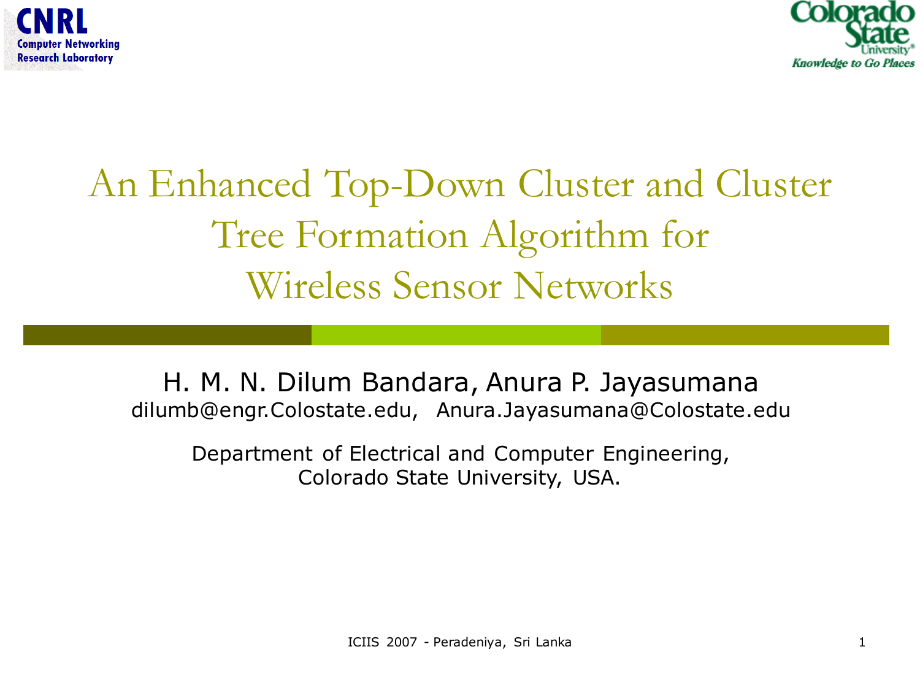CNRL
Computer Networking
Research Laboratory

Colorado State University
Knowledge to Go Places

# An Enhanced Top-Down Cluster and Cluster Tree Formation Algorithm for Wireless Sensor Networks

H. M. N. Dilum Bandara, Anura P. Jayasumana

dilumb@engr.Colostate.edu, Anura.Jayasumana@Colostate.edu

Department of Electrical and Computer Engineering,
Colorado State University, USA.

ICIIS 2007 - Peradeniya, Sri Lanka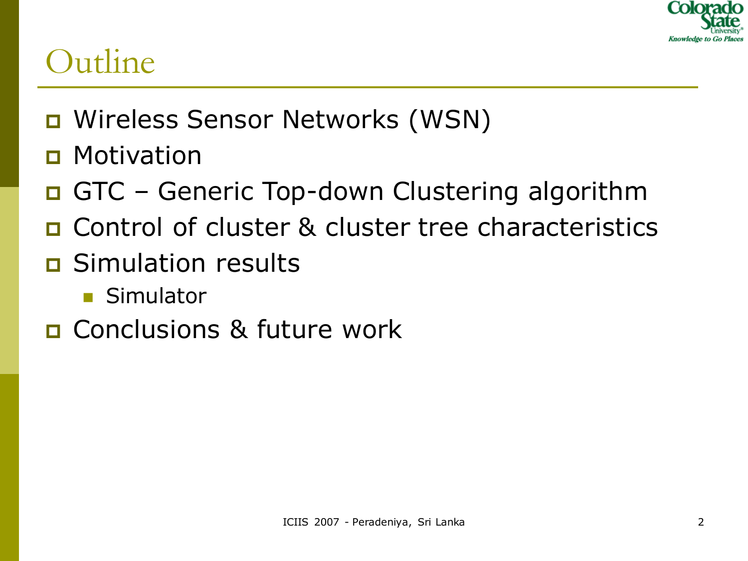# Outline

- Wireless Sensor Networks (WSN)
- Motivation
- GTC – Generic Top-down Clustering algorithm
- Control of cluster & cluster tree characteristics
- Simulation results
  - Simulator
- Conclusions & future work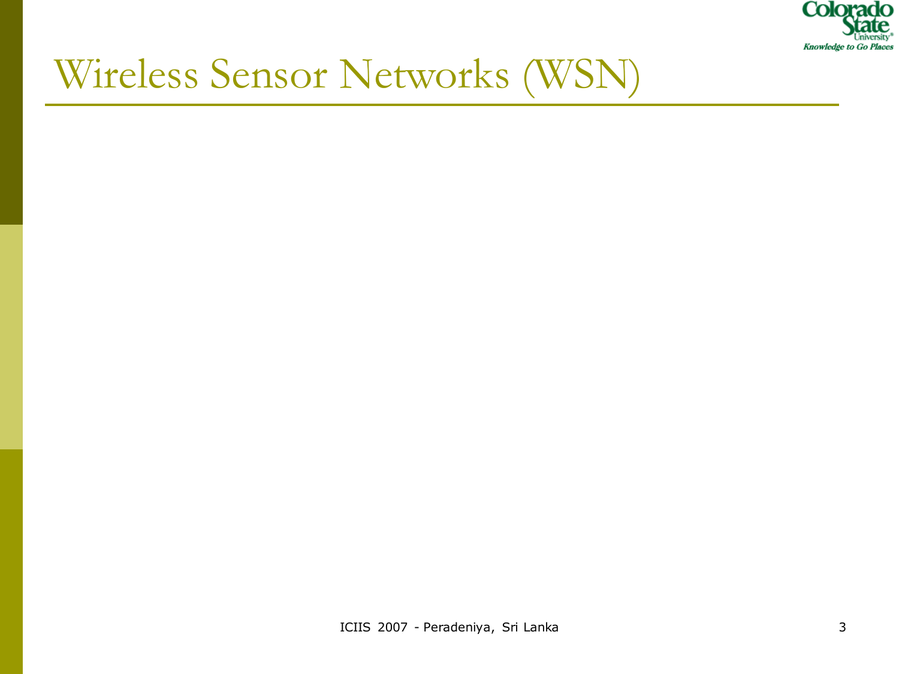# Wireless Sensor Networks (WSN)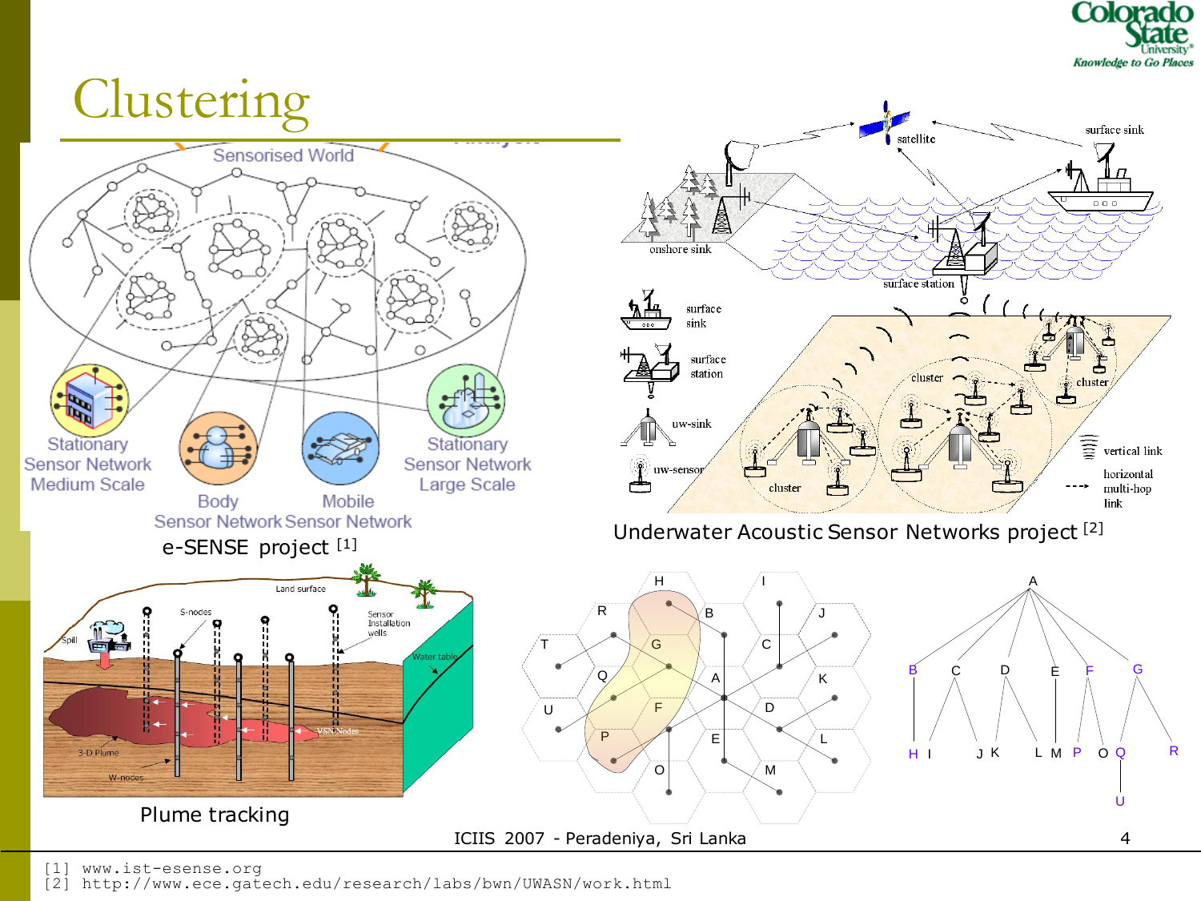# Clustering

e-SENSE project [1]

Underwater Acoustic Sensor Networks project [2]

Plume tracking

[1] www.ist-esense.org
[2] http://www.ece.gatech.edu/research/labs/bwn/UWASN/work.html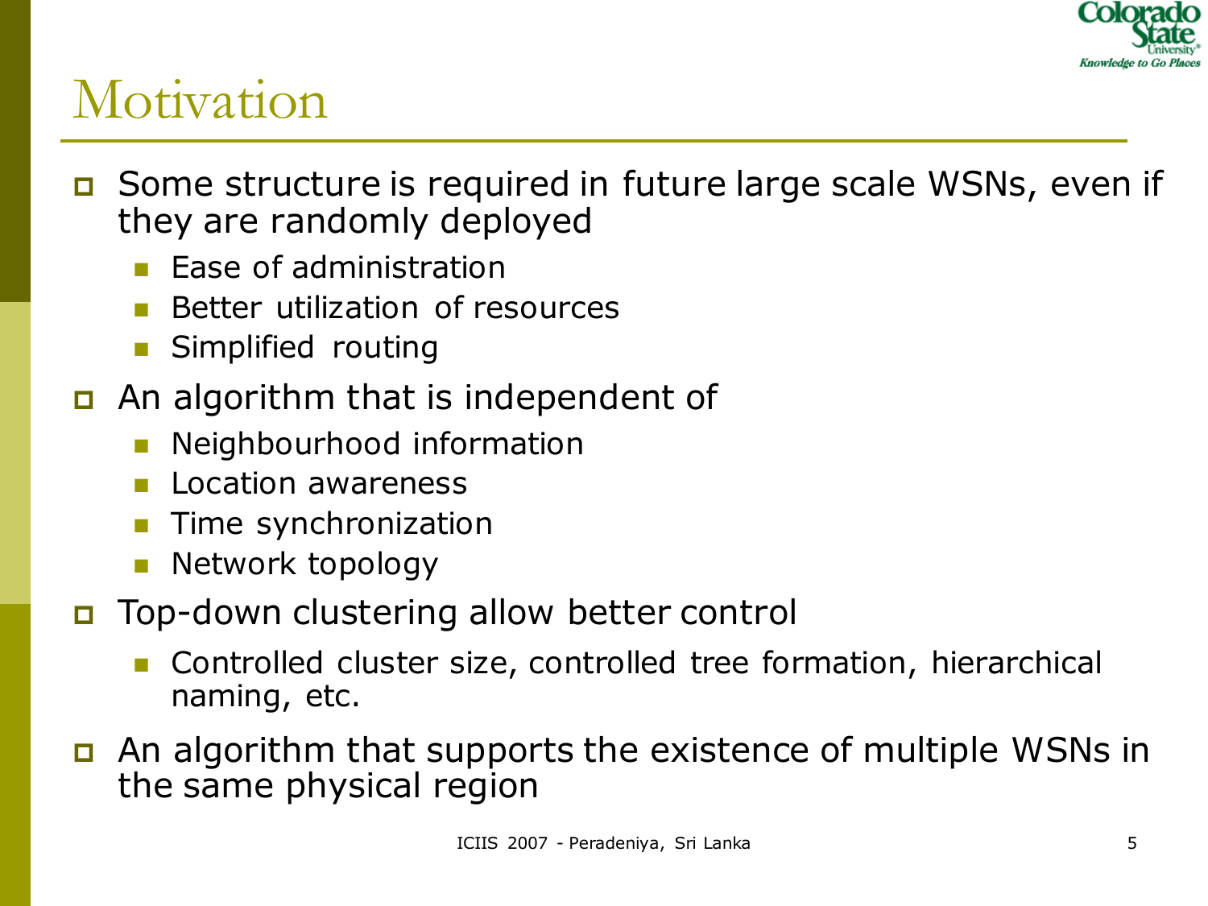# Motivation

- Some structure is required in future large scale WSNs, even if they are randomly deployed
  - Ease of administration
  - Better utilization of resources
  - Simplified routing
- An algorithm that is independent of
  - Neighbourhood information
  - Location awareness
  - Time synchronization
  - Network topology
- Top-down clustering allow better control
  - Controlled cluster size, controlled tree formation, hierarchical naming, etc.
- An algorithm that supports the existence of multiple WSNs in the same physical region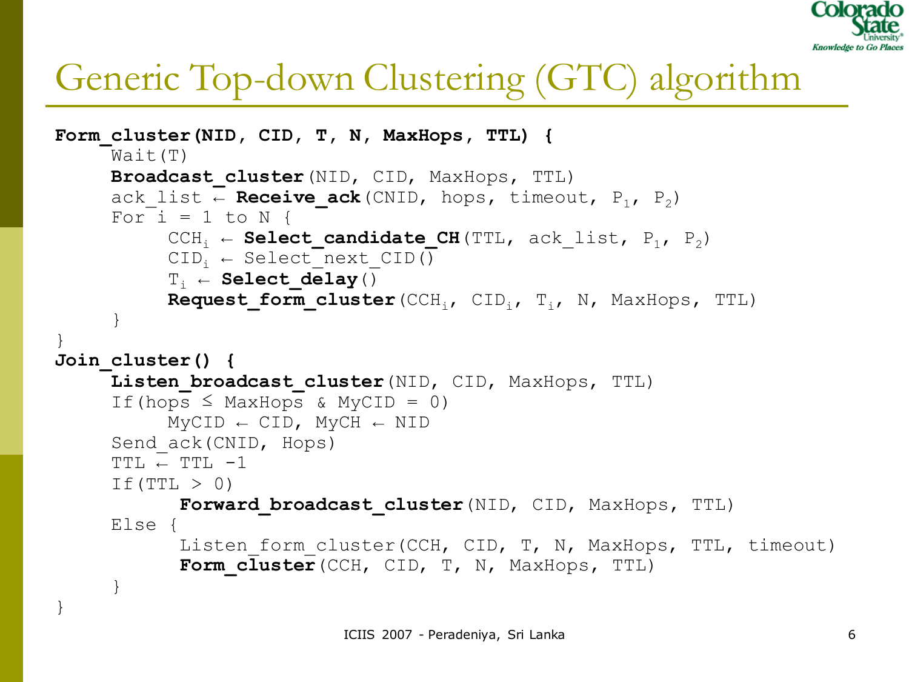# Generic Top-down Clustering (GTC) algorithm

```
Form_cluster(NID, CID, T, N, MaxHops, TTL) {
     Wait(T)
     Broadcast_cluster(NID, CID, MaxHops, TTL)
     ack_list ← Receive_ack(CNID, hops, timeout, P1, P2)
     For i = 1 to N {
          CCHi ← Select_candidate_CH(TTL, ack_list, P1, P2)
          CIDi ← Select_next_CID()
          Ti ← Select_delay()
          Request_form_cluster(CCHi, CIDi, Ti, N, MaxHops, TTL)
     }
}
Join_cluster() {
     Listen_broadcast_cluster(NID, CID, MaxHops, TTL)
     If(hops ≤ MaxHops & MyCID = 0)
          MyCID ← CID, MyCH ← NID
     Send_ack(CNID, Hops)
     TTL ← TTL -1
     If(TTL > 0)
           Forward_broadcast_cluster(NID, CID, MaxHops, TTL)
     Else {
           Listen_form_cluster(CCH, CID, T, N, MaxHops, TTL, timeout)
           Form_cluster(CCH, CID, T, N, MaxHops, TTL)
     }
}
```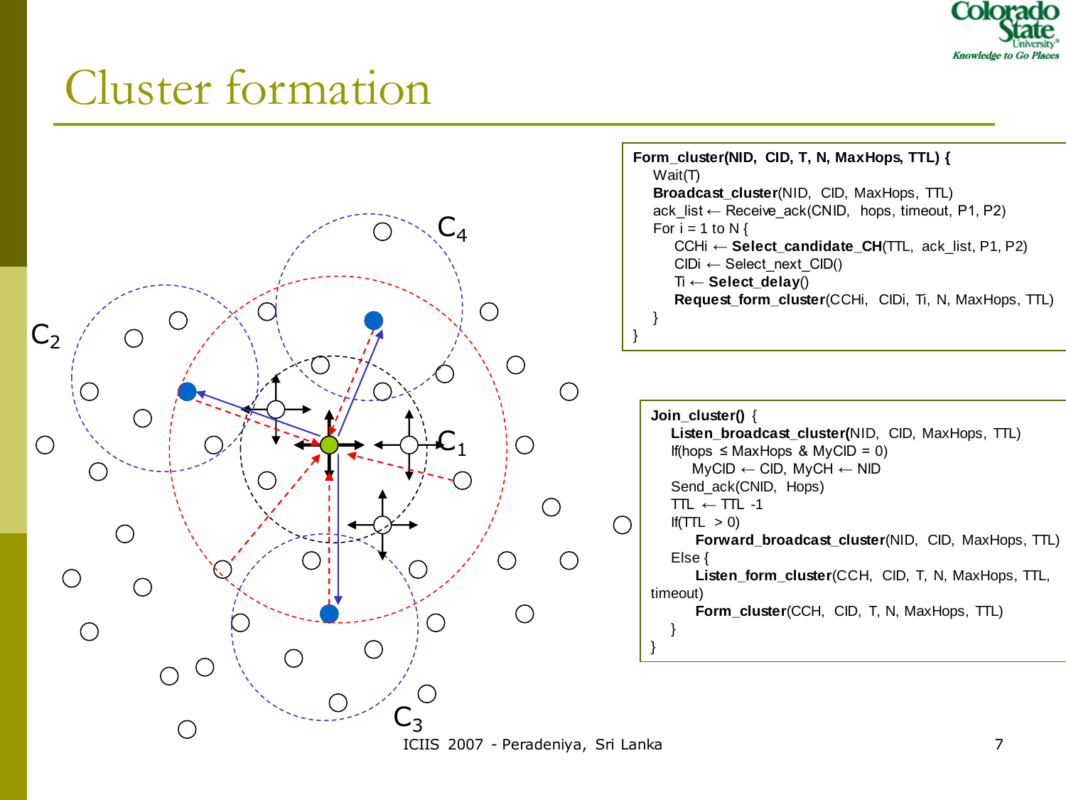# Cluster formation

```
Form_cluster(NID, CID, T, N, MaxHops, TTL) {
    Wait(T)
    Broadcast_cluster(NID, CID, MaxHops, TTL)
    ack_list ← Receive_ack(CNID, hops, timeout, P1, P2)
    For i = 1 to N {
        CCHi ← Select_candidate_CH(TTL, ack_list, P1, P2)
        CIDi ← Select_next_CID()
        Ti ← Select_delay()
        Request_form_cluster(CCHi, CIDi, Ti, N, MaxHops, TTL)
    }
}
```

```
Join_cluster() {
    Listen_broadcast_cluster(NID, CID, MaxHops, TTL)
    If(hops ≤ MaxHops & MyCID = 0)
        MyCID ← CID, MyCH ← NID
    Send_ack(CNID, Hops)
    TTL ← TTL -1
    If(TTL > 0)
        Forward_broadcast_cluster(NID, CID, MaxHops, TTL)
    Else {
        Listen_form_cluster(CCH, CID, T, N, MaxHops, TTL, timeout)
        Form_cluster(CCH, CID, T, N, MaxHops, TTL)
    }
}
```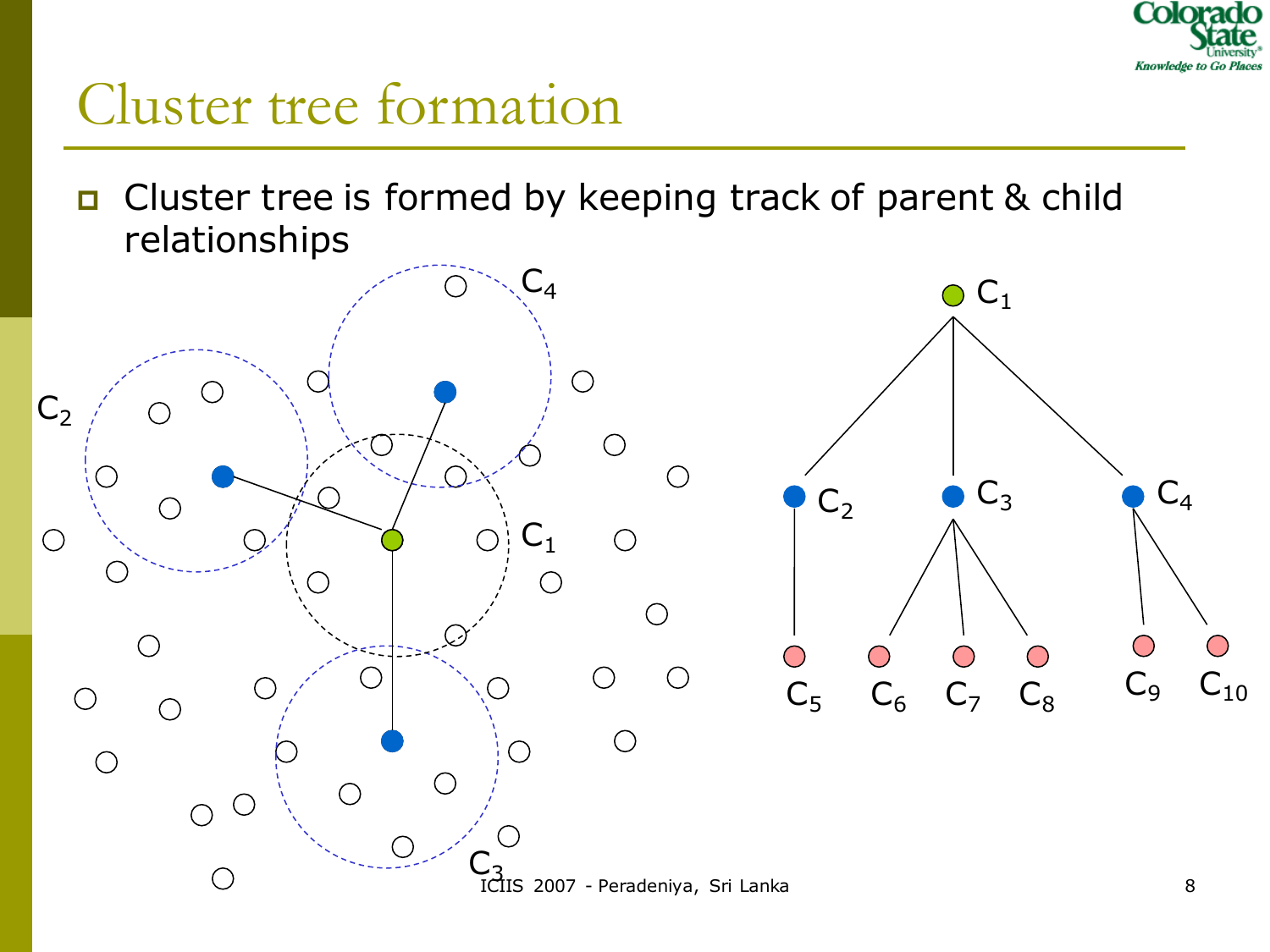# Cluster tree formation

- Cluster tree is formed by keeping track of parent & child relationships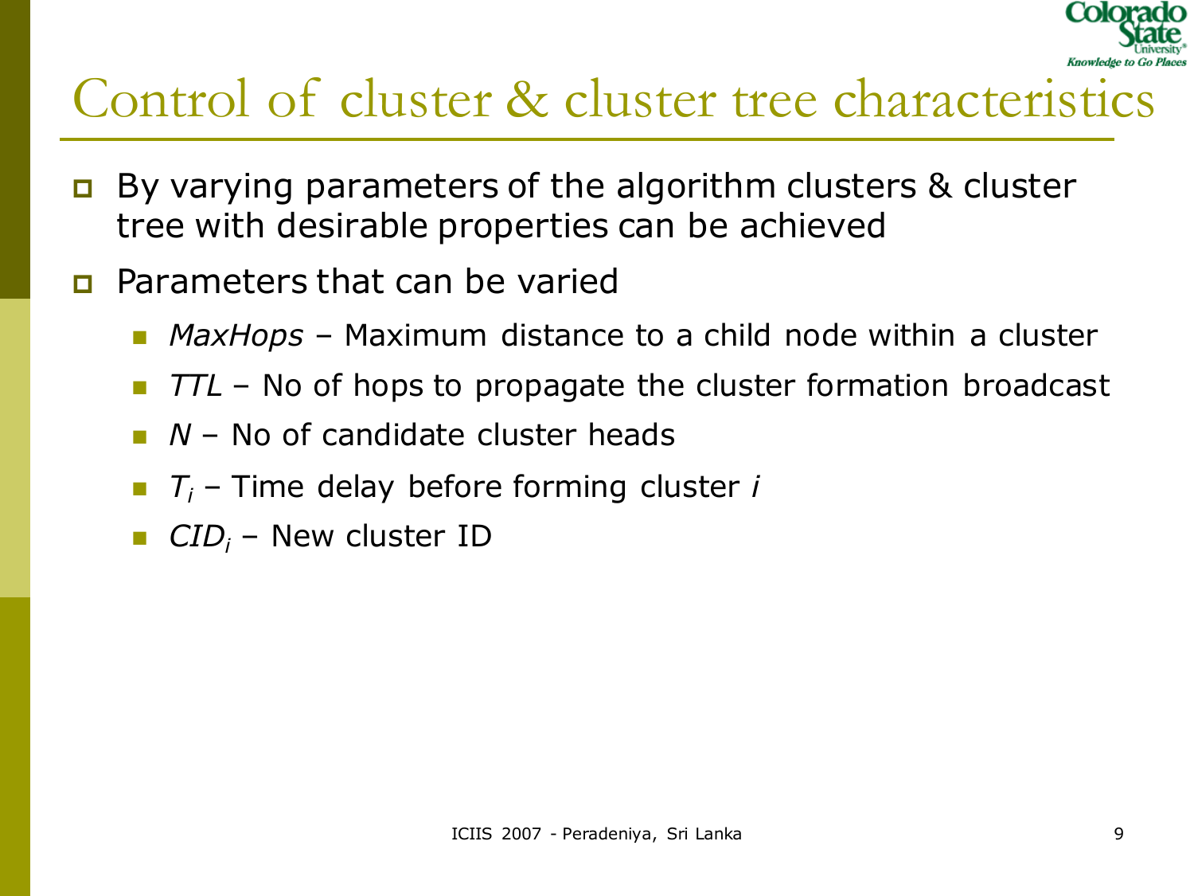# Control of cluster & cluster tree characteristics

- By varying parameters of the algorithm clusters & cluster tree with desirable properties can be achieved
- Parameters that can be varied
  - *MaxHops* – Maximum distance to a child node within a cluster
  - *TTL* – No of hops to propagate the cluster formation broadcast
  - *N* – No of candidate cluster heads
  - $T_i$ – Time delay before forming cluster *i*
  - $CID_i$ – New cluster ID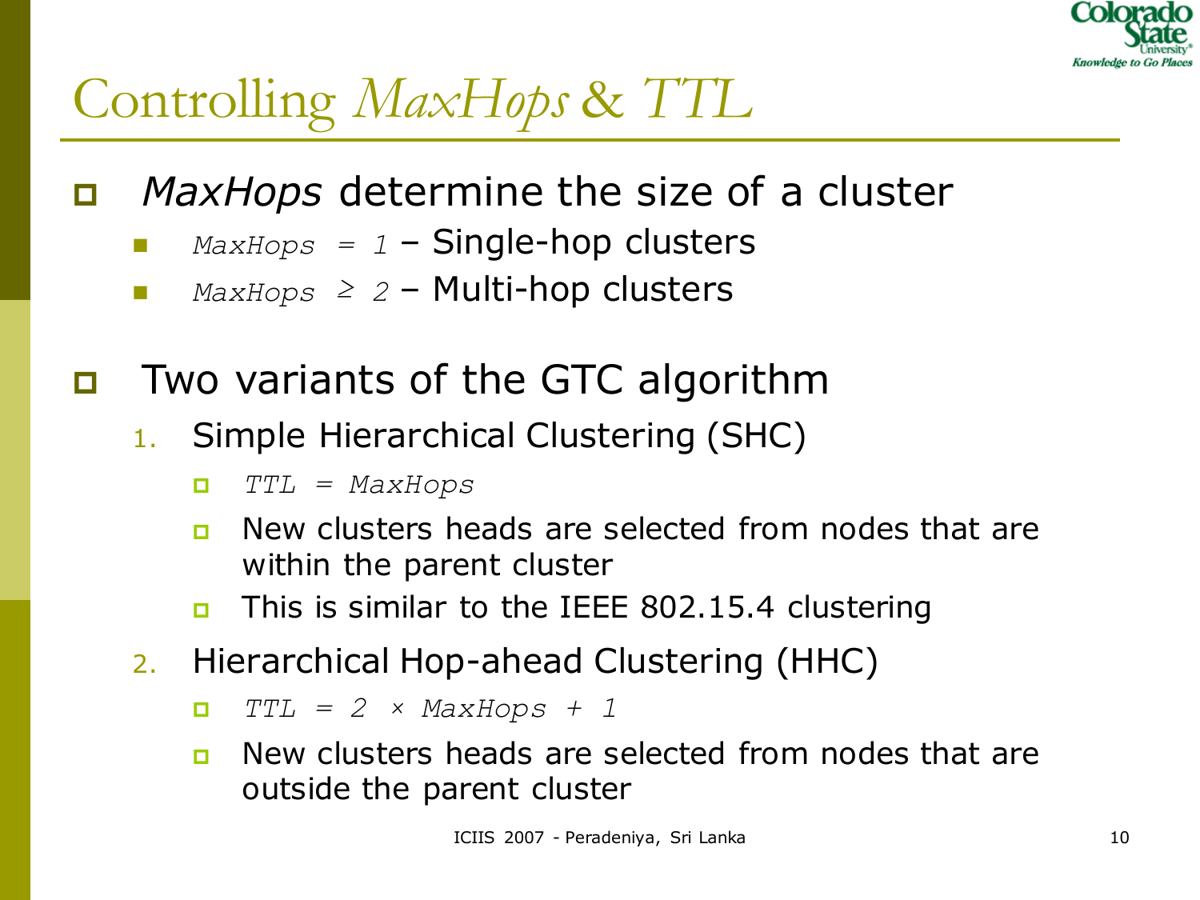# Controlling *MaxHops* & *TTL*

- *MaxHops* determine the size of a cluster
  - $MaxHops = 1$ – Single-hop clusters
  - $MaxHops \geq 2$ – Multi-hop clusters

- Two variants of the GTC algorithm
  1. Simple Hierarchical Clustering (SHC)
     - $TTL = MaxHops$
     - New clusters heads are selected from nodes that are within the parent cluster
     - This is similar to the IEEE 802.15.4 clustering
  2. Hierarchical Hop-ahead Clustering (HHC)
     - $TTL = 2 \times MaxHops + 1$
     - New clusters heads are selected from nodes that are outside the parent cluster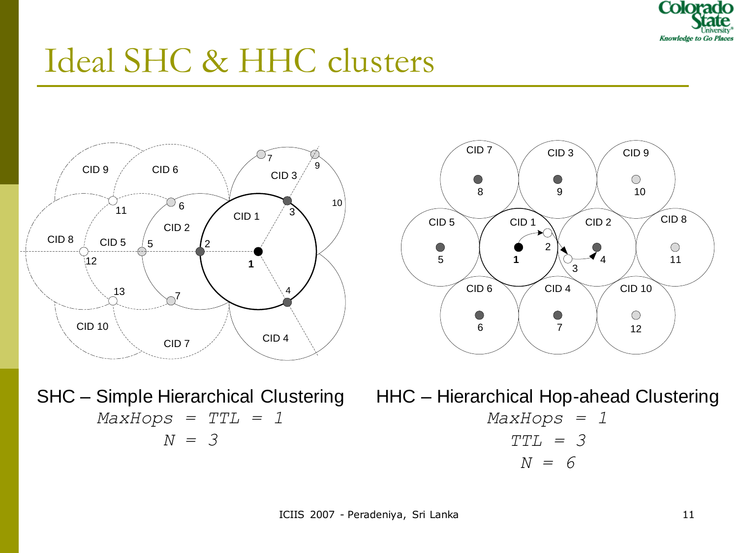# Ideal SHC & HHC clusters

SHC – Simple Hierarchical Clustering

$MaxHops = TTL = 1$

$N = 3$

HHC – Hierarchical Hop-ahead Clustering

$MaxHops = 1$

$TTL = 3$

$N = 6$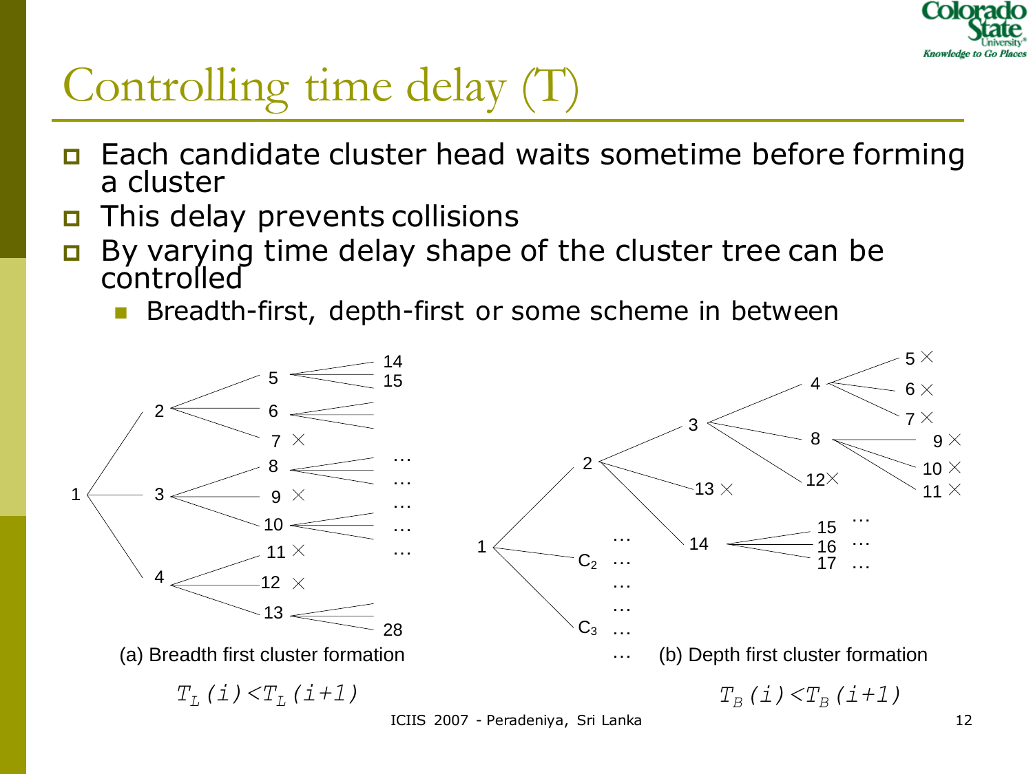# Controlling time delay (T)

- Each candidate cluster head waits sometime before forming a cluster
- This delay prevents collisions
- By varying time delay shape of the cluster tree can be controlled
  - Breadth-first, depth-first or some scheme in between

(a) Breadth first cluster formation

$T_L(i) < T_L(i+1)$

(b) Depth first cluster formation

$T_B(i) < T_B(i+1)$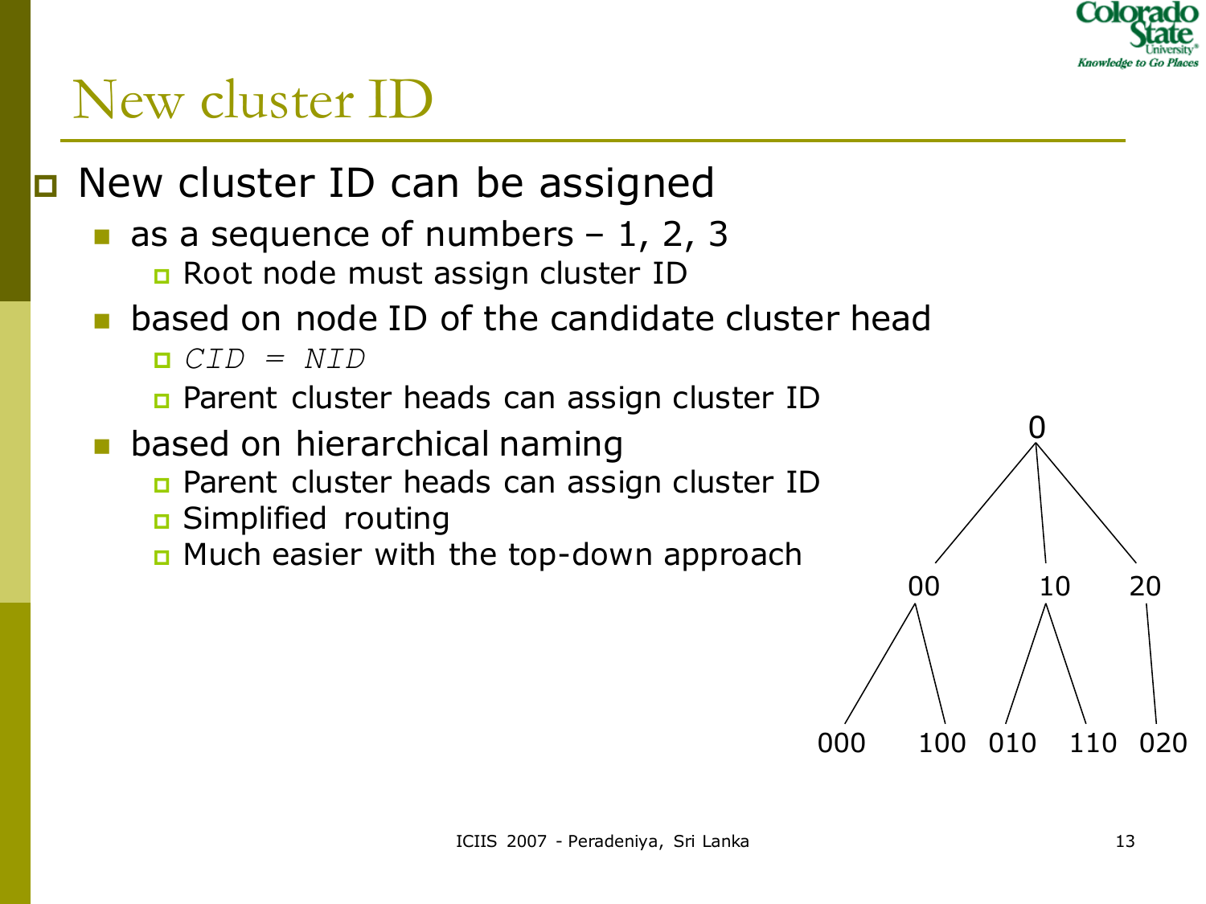# New cluster ID

- New cluster ID can be assigned
  - as a sequence of numbers – 1, 2, 3
    - Root node must assign cluster ID
  - based on node ID of the candidate cluster head
    - *CID = NID*
    - Parent cluster heads can assign cluster ID
  - based on hierarchical naming
    - Parent cluster heads can assign cluster ID
    - Simplified routing
    - Much easier with the top-down approach

```
                0
        /       |       \
      00        10       20
     /  \      /  \       |
  000   100  010  110    020
```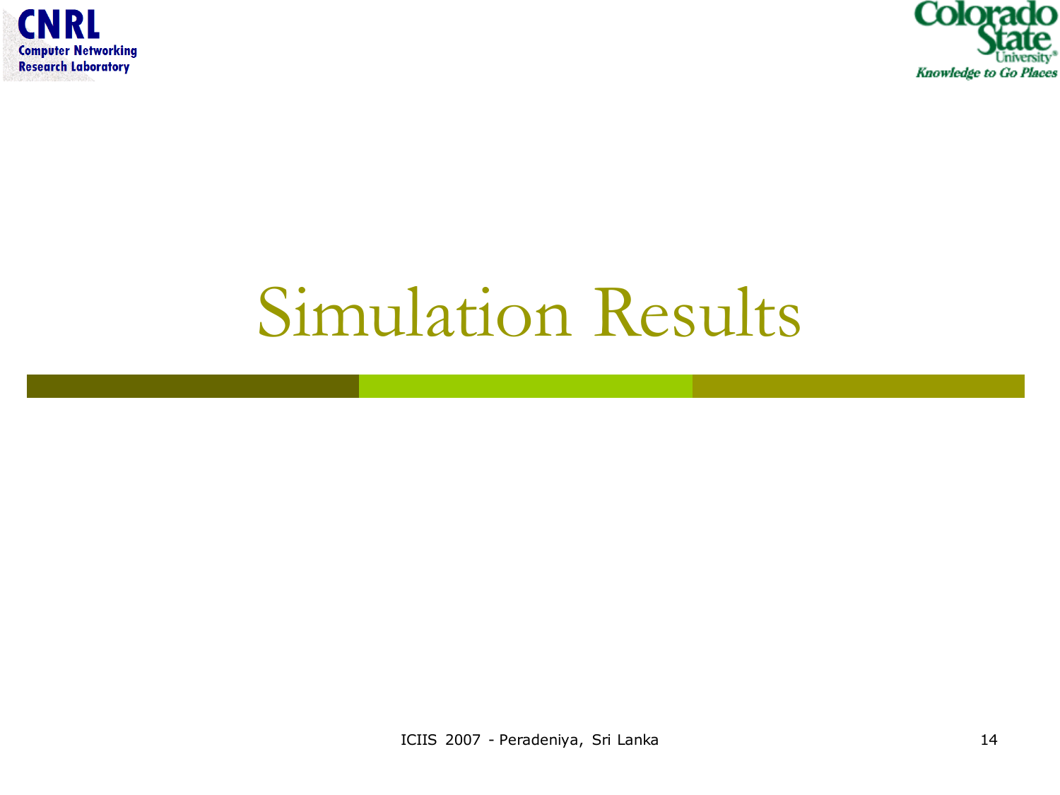# Simulation Results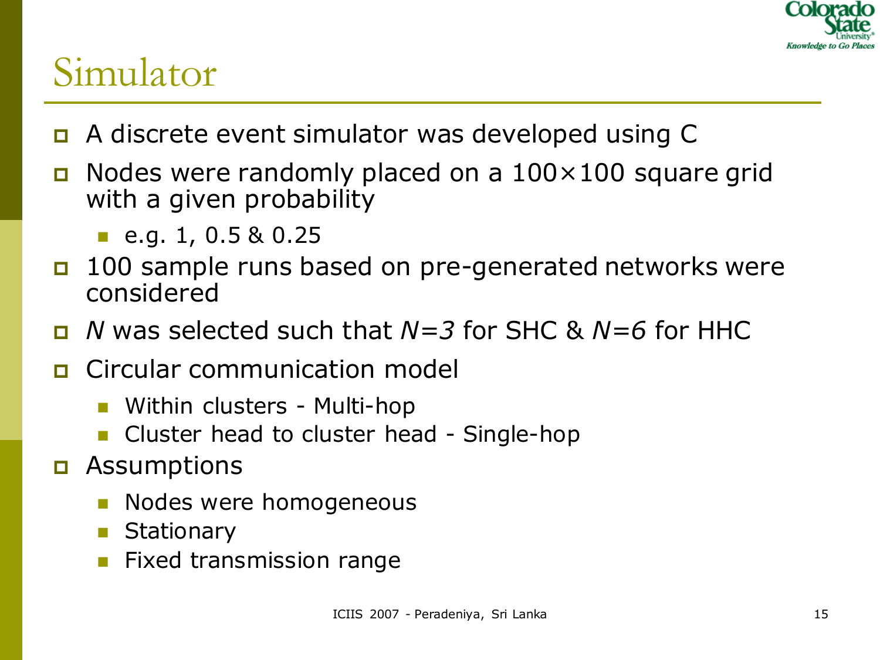# Simulator

- A discrete event simulator was developed using C
- Nodes were randomly placed on a $100 \times 100$ square grid with a given probability
  - e.g. 1, 0.5 & 0.25
- 100 sample runs based on pre-generated networks were considered
- $N$ was selected such that $N=3$ for SHC & $N=6$ for HHC
- Circular communication model
  - Within clusters - Multi-hop
  - Cluster head to cluster head - Single-hop
- Assumptions
  - Nodes were homogeneous
  - Stationary
  - Fixed transmission range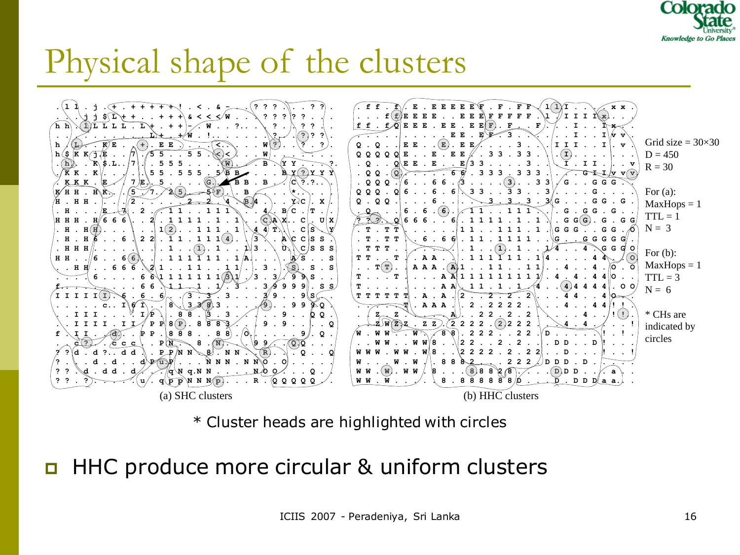# Physical shape of the clusters

(a) SHC clusters

(b) HHC clusters

Grid size = 30×30
D = 450
R = 30

For (a):
MaxHops = 1
TTL = 1
N = 3

For (b):
MaxHops = 1
TTL = 3
N = 6

* CHs are indicated by circles

* Cluster heads are highlighted with circles

- HHC produce more circular & uniform clusters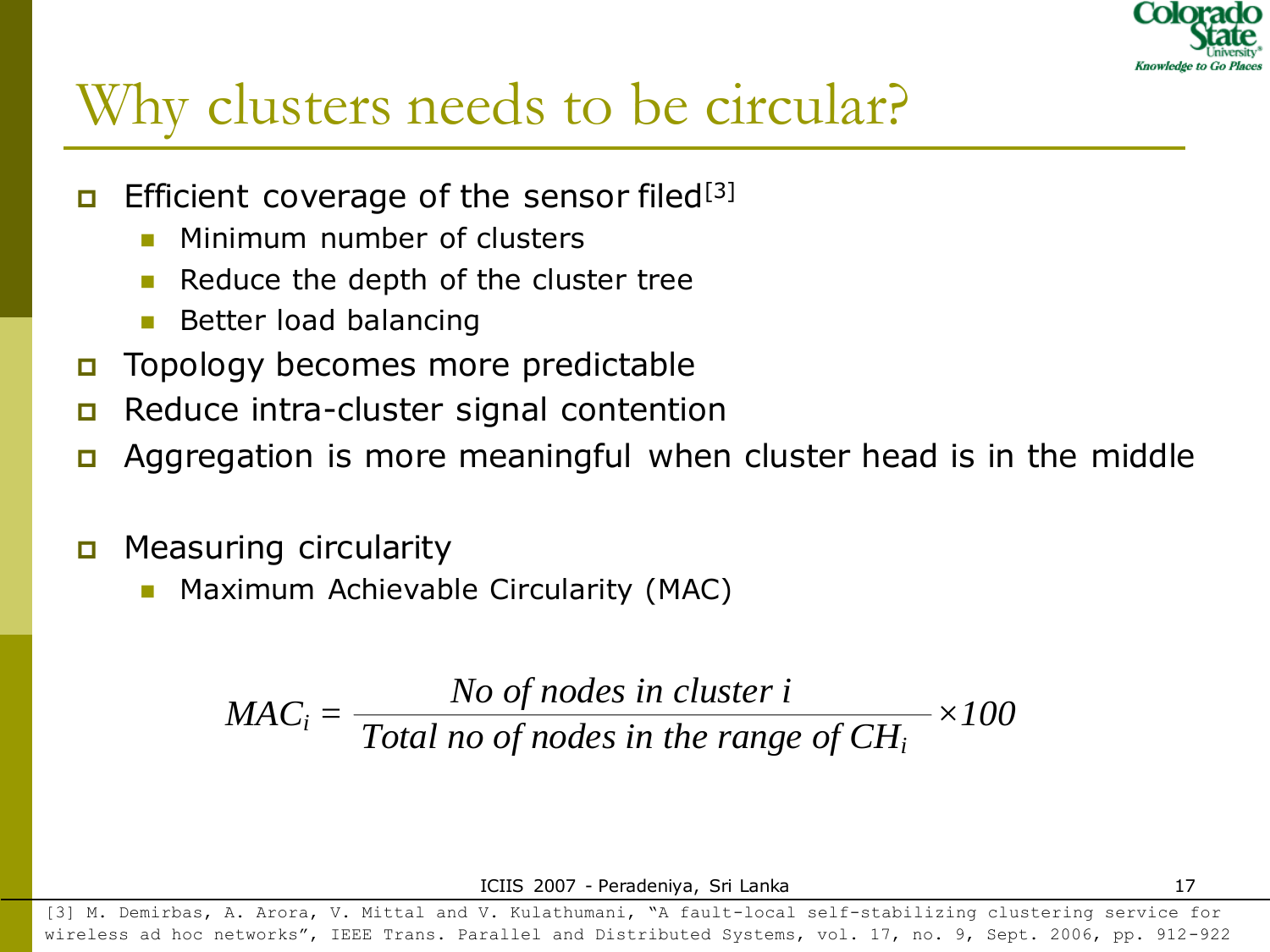# Why clusters needs to be circular?

- Efficient coverage of the sensor filed[3]
  - Minimum number of clusters
  - Reduce the depth of the cluster tree
  - Better load balancing
- Topology becomes more predictable
- Reduce intra-cluster signal contention
- Aggregation is more meaningful when cluster head is in the middle

- Measuring circularity
  - Maximum Achievable Circularity (MAC)

$$MAC_i = \frac{\text{No of nodes in cluster } i}{\text{Total no of nodes in the range of } CH_i} \times 100$$

[3] M. Demirbas, A. Arora, V. Mittal and V. Kulathumani, "A fault-local self-stabilizing clustering service for wireless ad hoc networks", IEEE Trans. Parallel and Distributed Systems, vol. 17, no. 9, Sept. 2006, pp. 912-922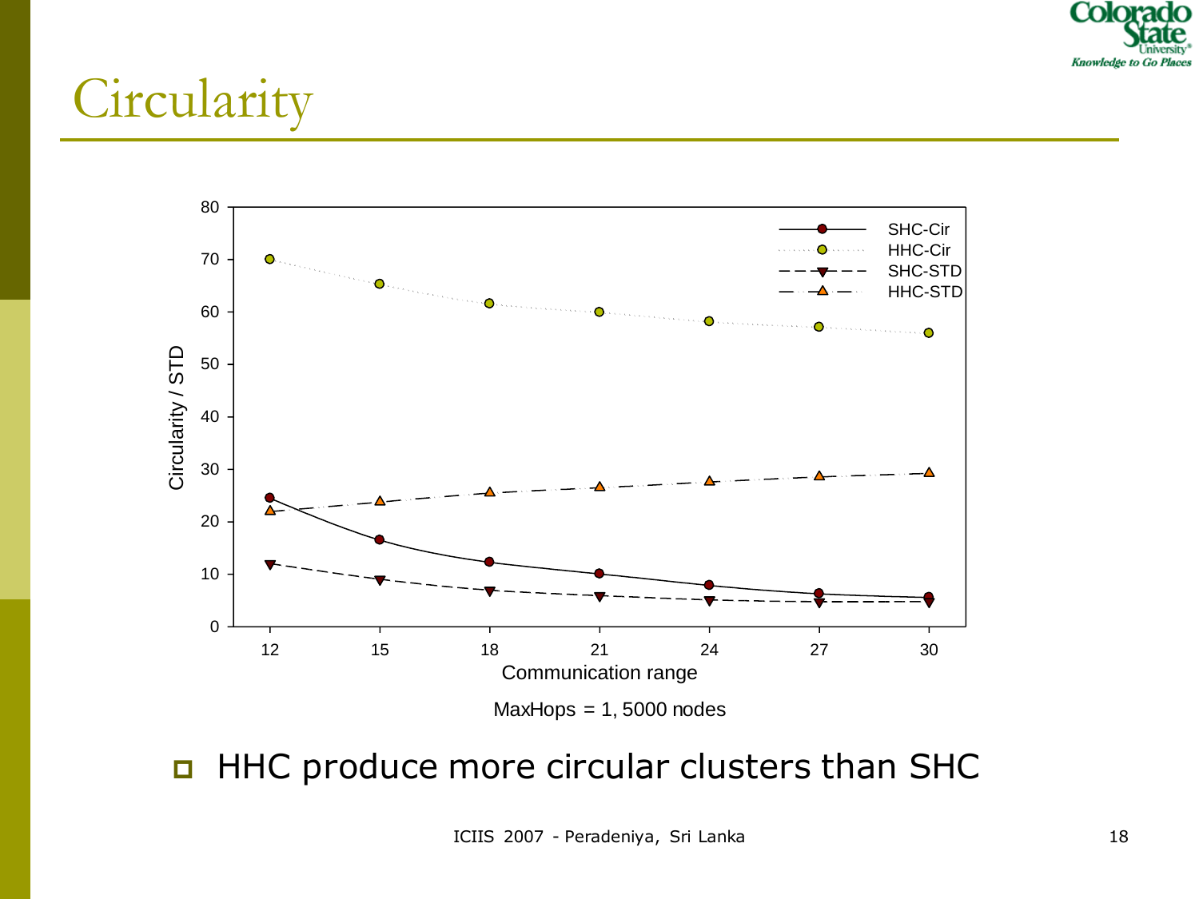# Circularity

MaxHops = 1, 5000 nodes

- HHC produce more circular clusters than SHC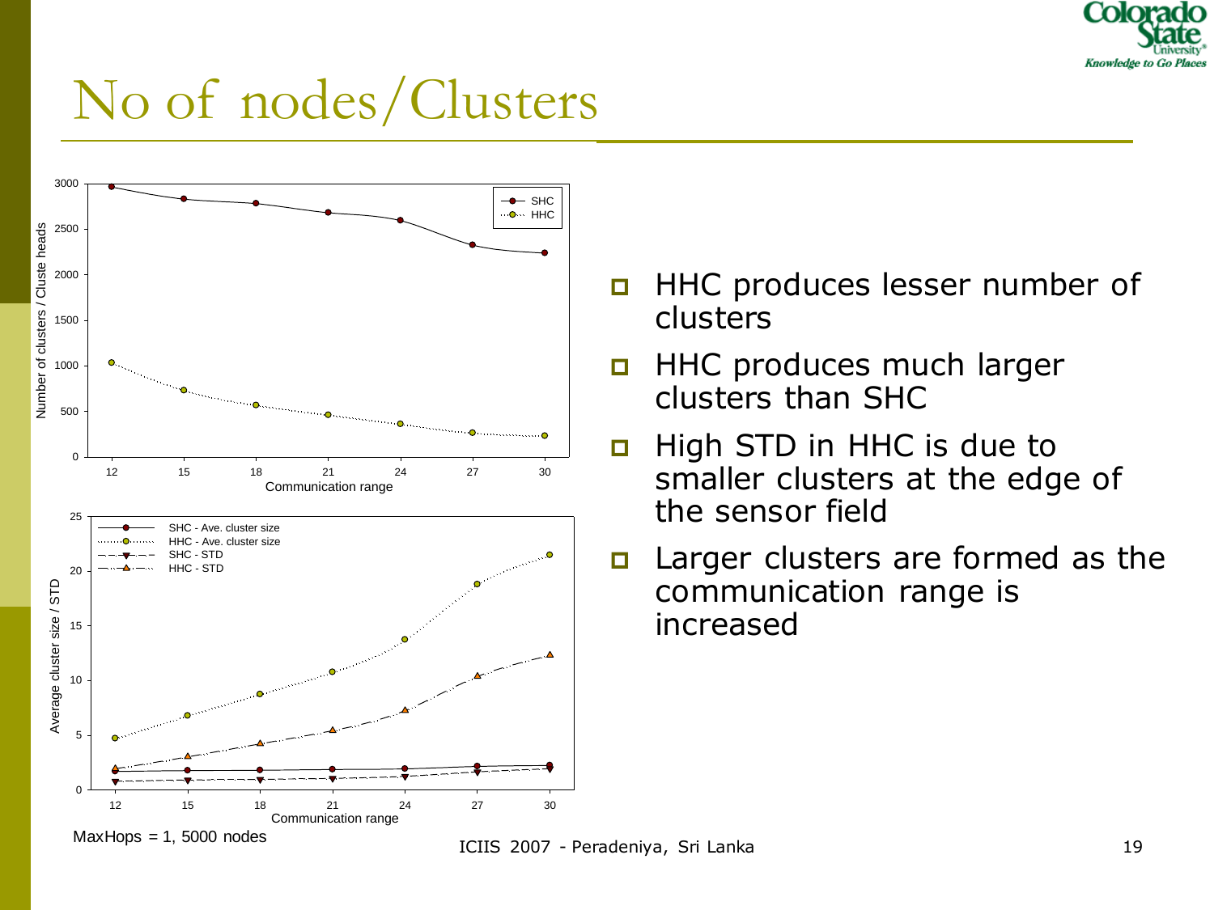# No of nodes/Clusters

- HHC produces lesser number of clusters
- HHC produces much larger clusters than SHC
- High STD in HHC is due to smaller clusters at the edge of the sensor field
- Larger clusters are formed as the communication range is increased

MaxHops = 1, 5000 nodes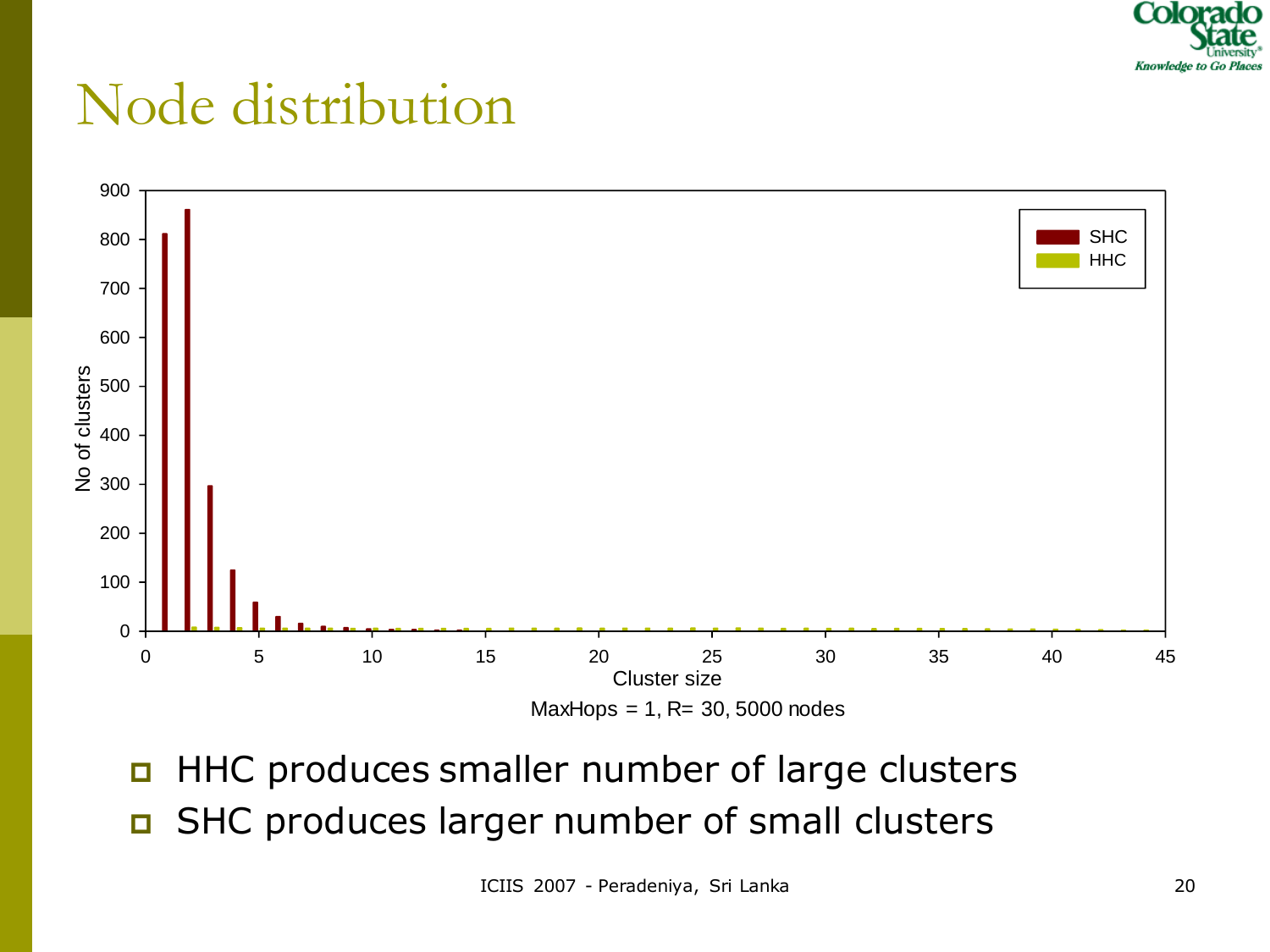# Node distribution

MaxHops = 1, R= 30, 5000 nodes

- HHC produces smaller number of large clusters
- SHC produces larger number of small clusters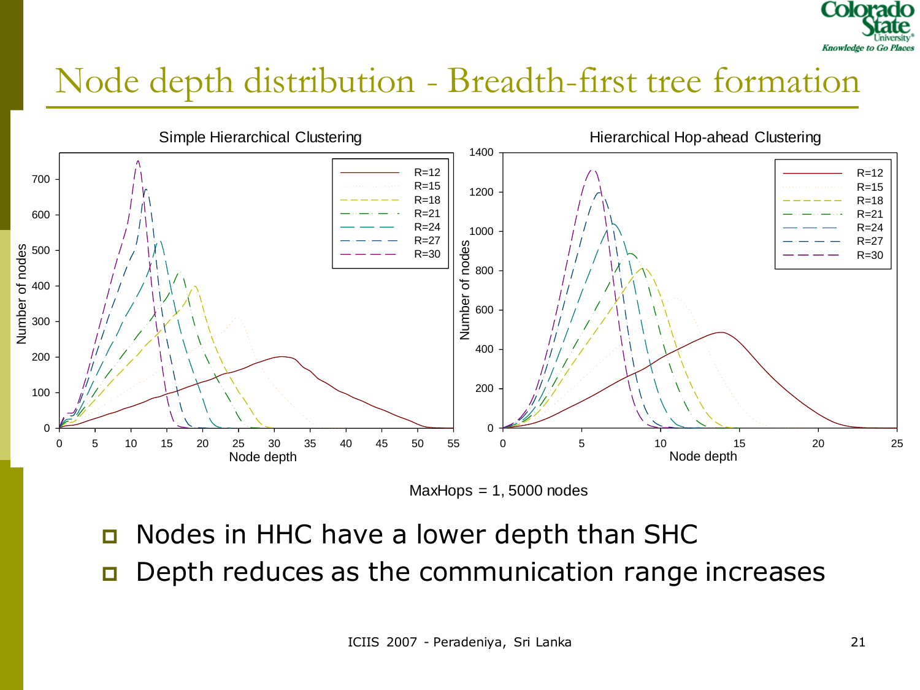# Node depth distribution - Breadth-first tree formation

MaxHops = 1, 5000 nodes

- Nodes in HHC have a lower depth than SHC
- Depth reduces as the communication range increases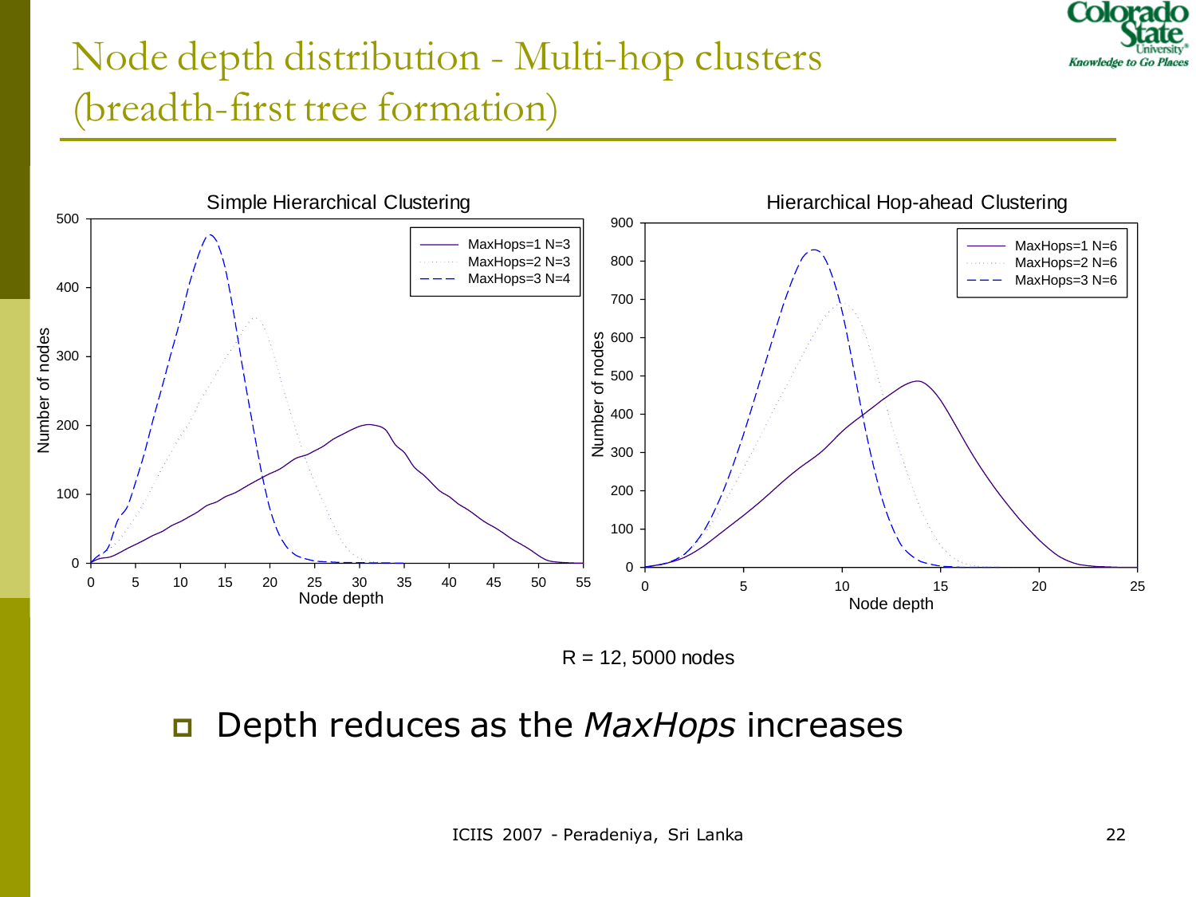# Node depth distribution - Multi-hop clusters (breadth-first tree formation)

R = 12, 5000 nodes

- Depth reduces as the *MaxHops* increases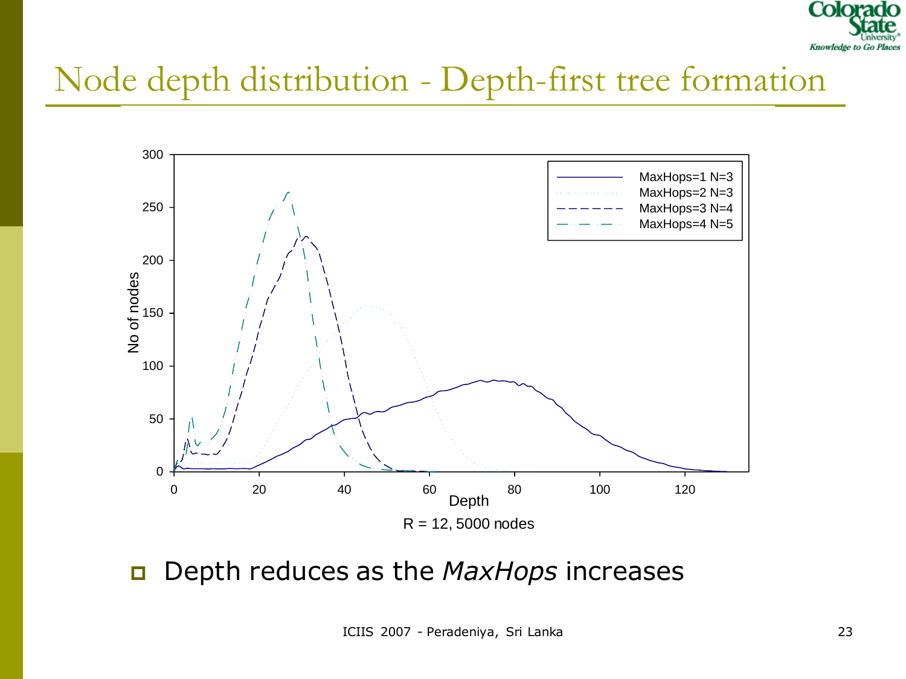# Node depth distribution - Depth-first tree formation

R = 12, 5000 nodes

- Depth reduces as the *MaxHops* increases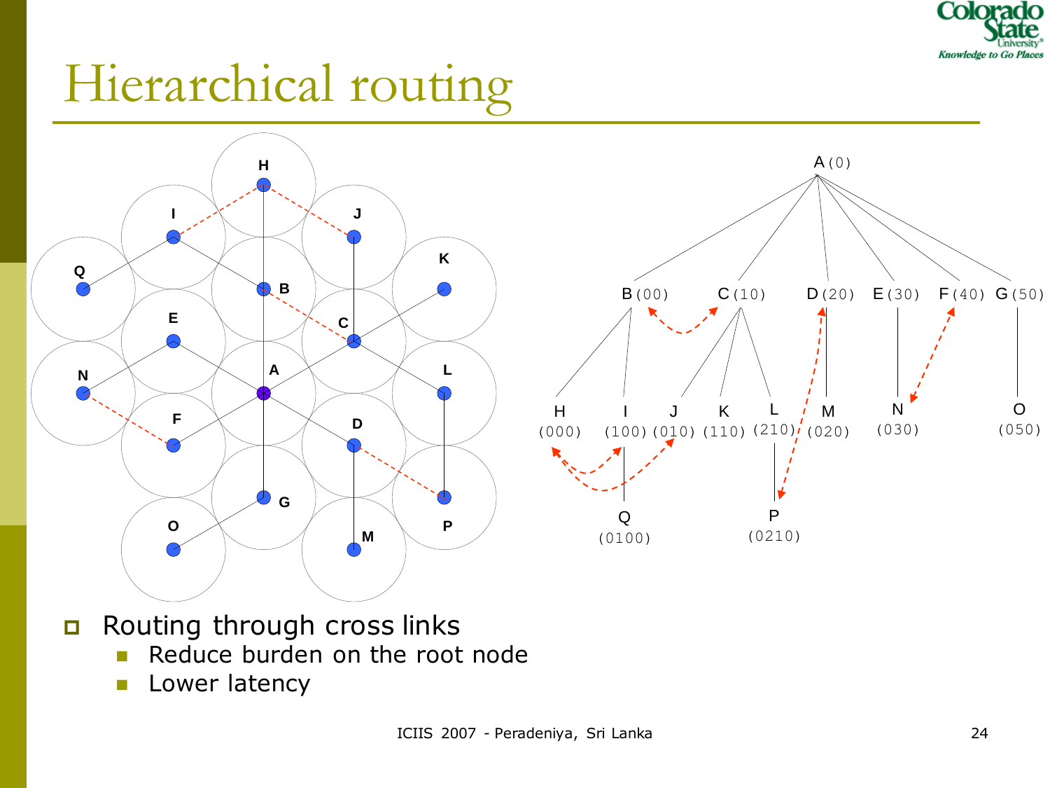# Hierarchical routing

- Routing through cross links
  - Reduce burden on the root node
  - Lower latency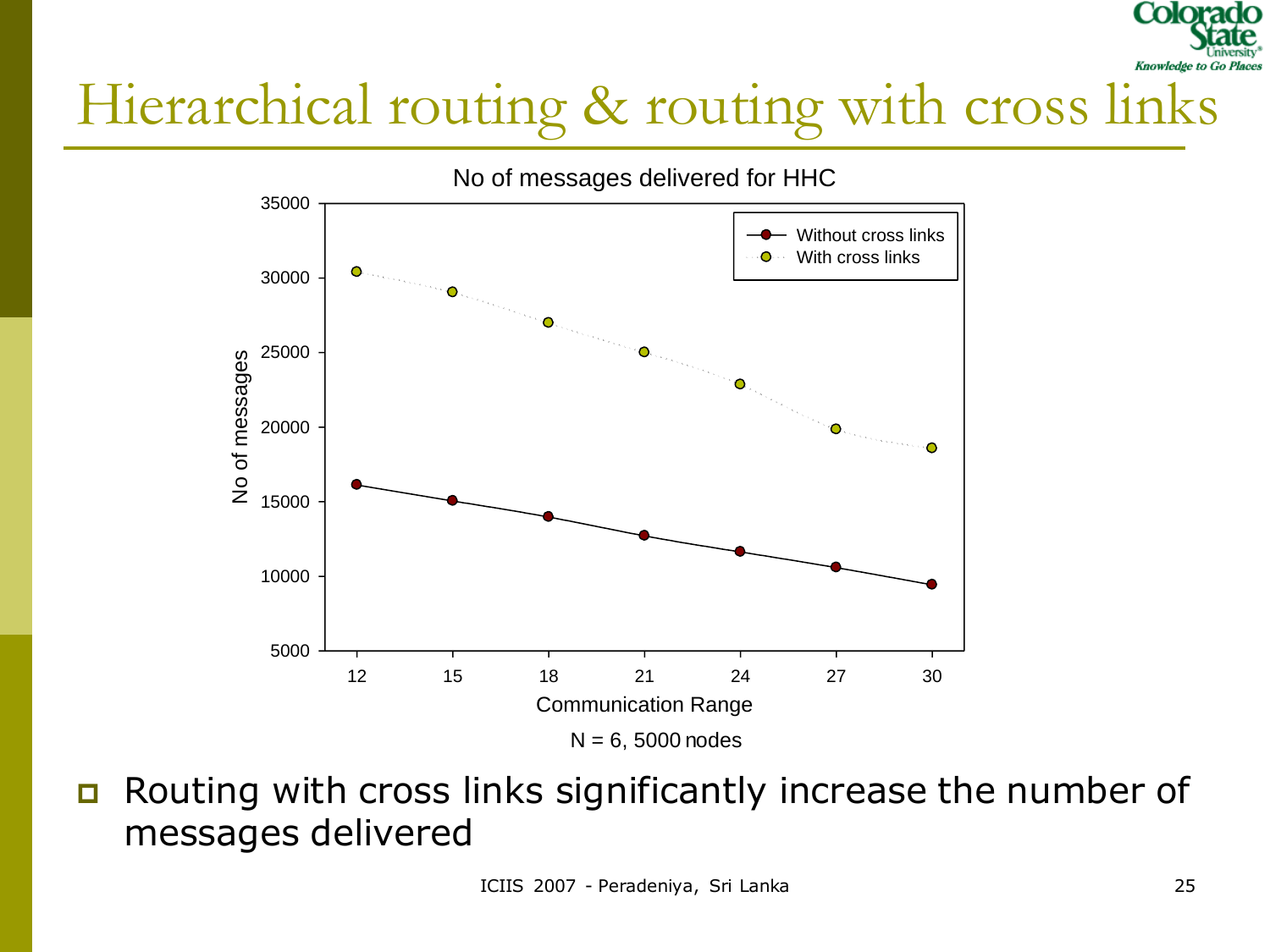# Hierarchical routing & routing with cross links

No of messages delivered for HHC

N = 6, 5000 nodes

- Routing with cross links significantly increase the number of messages delivered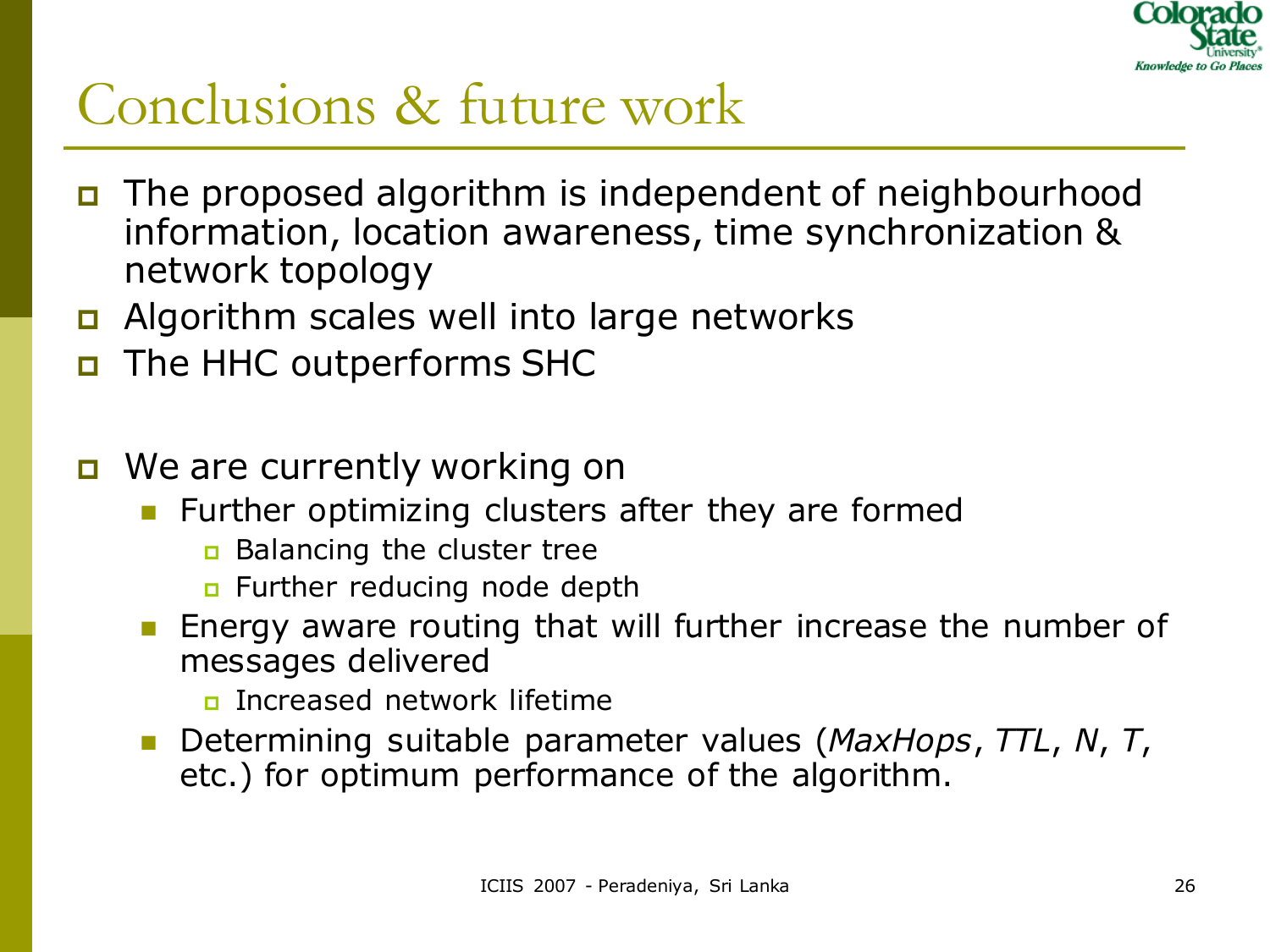# Conclusions & future work

- The proposed algorithm is independent of neighbourhood information, location awareness, time synchronization & network topology
- Algorithm scales well into large networks
- The HHC outperforms SHC

- We are currently working on
  - Further optimizing clusters after they are formed
    - Balancing the cluster tree
    - Further reducing node depth
  - Energy aware routing that will further increase the number of messages delivered
    - Increased network lifetime
  - Determining suitable parameter values (*MaxHops*, *TTL*, *N*, *T*, etc.) for optimum performance of the algorithm.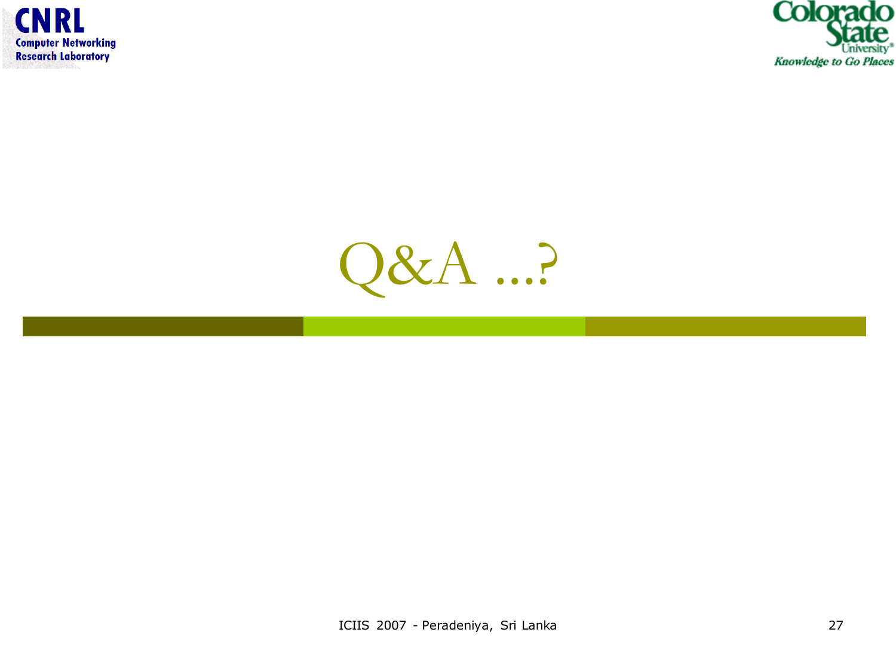# Q&A ...?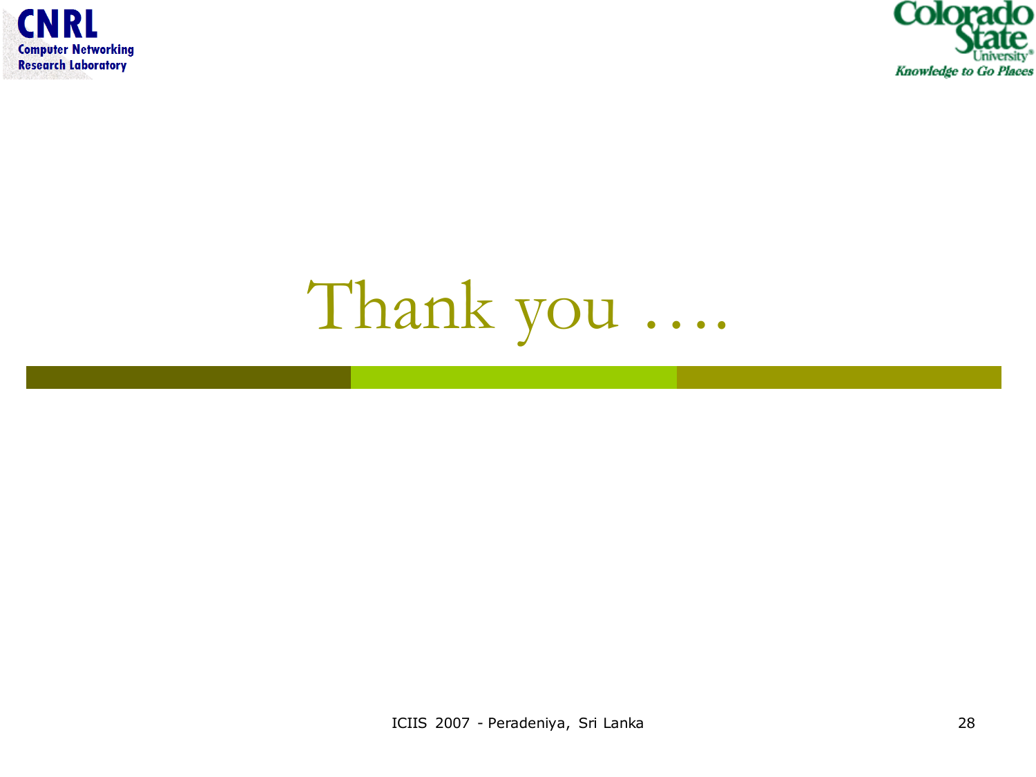# Thank you ….